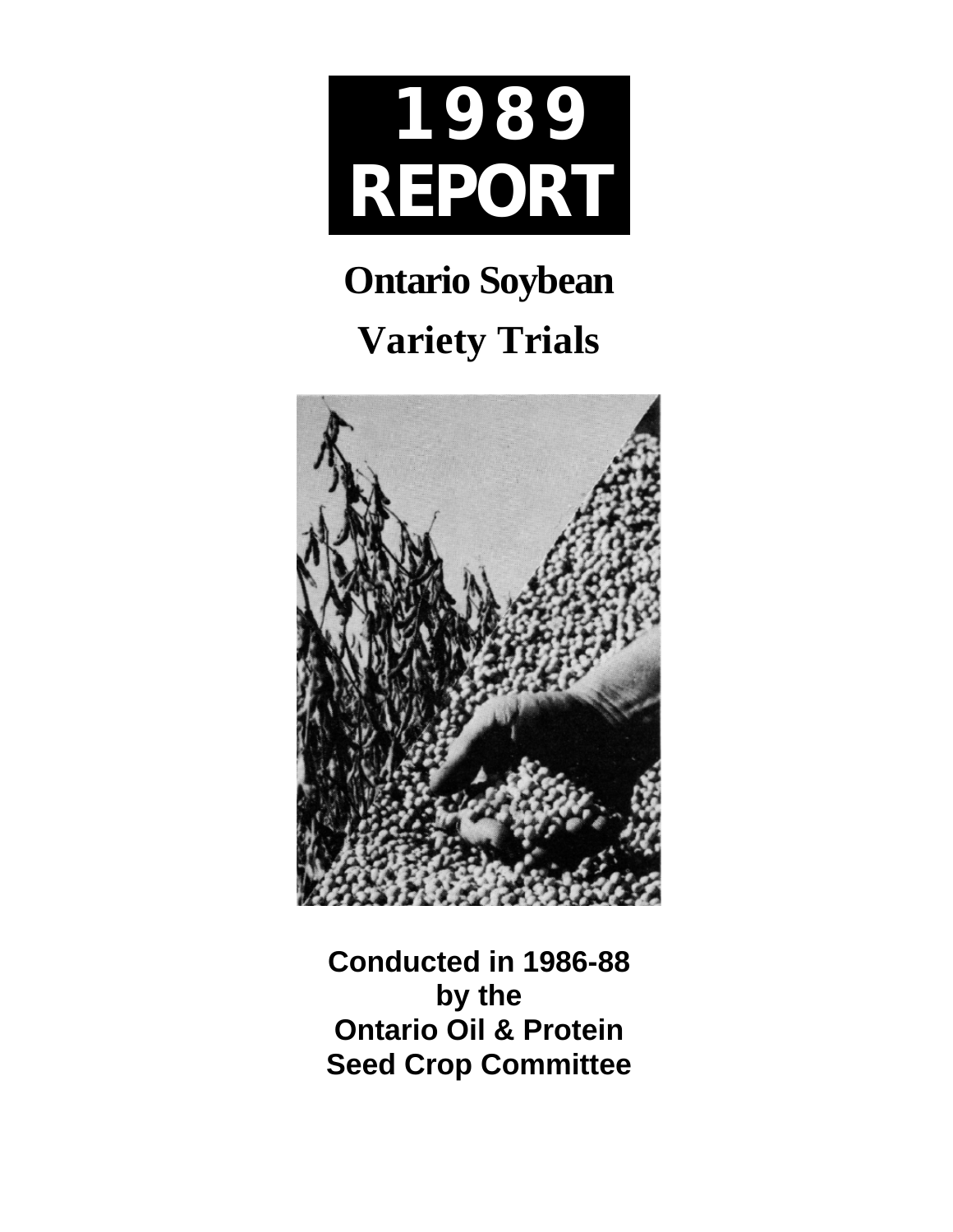# 1989 REPORT

# Ontario Soybean Variety Trials

**Conducted in 1986-88 by the Ontario Oil & Protein Seed Crop Committee**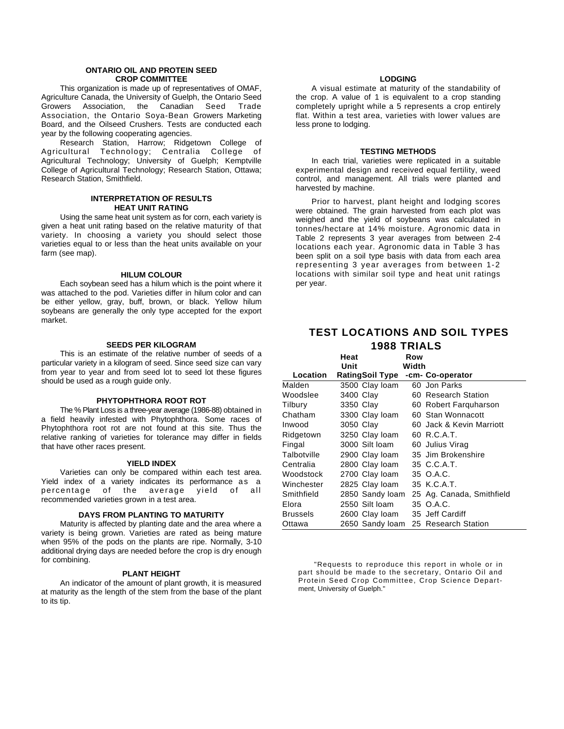### ONTARIO OIL AND PROTEIN SEED CROP COMMITTEE

This organization is made up of representatives of OMAF, Agriculture Canada, the University of Guelph, the Ontario Seed Growers Association, the Canadian Seed Trade Association, the Ontario Soya-Bean Growers Marketing Board, and the Oilseed Crushers. Tests are conducted each year by the following cooperating agencies.

Research Station, Harrow; Ridgetown College of Agricultural Technology; Centralia College of Agricultural Technology; University of Guelph; Kemptville College of Agricultural Technology; Research Station, Ottawa; Research Station, Smithfield.

### INTERPRETATION OF RESULTS

#### HEAT UNIT RATING

Using the same heat unit system as for corn, each variety is given a heat unit rating based on the relative maturity of that variety. In choosing a variety you should select those varieties equal to or less than the heat units available on your farm (see map).

#### HILUM COLOUR

Each soybean seed has a hilum which is the point where it was attached to the pod. Varieties differ in hilum color and can be either yellow, gray, buff, brown, or black. Yellow hilum soybeans are generally the only type accepted for the export market.

#### SEEDS PER KILOGRAM

This is an estimate of the relative number of seeds of a particular variety in a kilogram of seed. Since seed size can vary from year to year and from seed lot to seed lot these figures should be used as a rough guide only.

#### PHYTOPHTHORA ROOT ROT

The % Plant Loss is a three-year average (1986-88) obtained in a field heavily infested with Phytophthora. Some races of Phytophthora root rot are not found at this site. Thus the relative ranking of varieties for tolerance may differ in fields that have other races present.

#### YIELD INDEX

Varieties can only be compared within each test area. Yield index of a variety indicates its performance as a percentage of the average yield of all recommended varieties grown in a test area.

#### DAYS FROM PLANTING TO MATURITY

Maturity is affected by planting date and the area where a variety is being grown. Varieties are rated as being mature when 95% of the pods on the plants are ripe. Normally, 3-10 additional drying days are needed before the crop is dry enough for combining.

#### PLANT HEIGHT

An indicator of the amount of plant growth, it is measured at maturity as the length of the stem from the base of the plant to its tip.

#### LODGING

A visual estimate at maturity of the standability of the crop. A value of 1 is equivalent to a crop standing completely upright while a 5 represents a crop entirely flat. Within a test area, varieties with lower values are less prone to lodging.

#### TESTING METHODS

In each trial, varieties were replicated in a suitable experimental design and received equal fertility, weed control, and management. All trials were planted and harvested by machine.

Prior to harvest, plant height and lodging scores were obtained. The grain harvested from each plot was weighed and the yield of soybeans was calculated in tonnes/hectare at 14% moisture. Agronomic data in Table 2 represents 3 year averages from between 2-4 locations each year. Agronomic data in Table 3 has been split on a soil type basis with data from each area representing 3 year averages from between 1-2 locations with similar soil type and heat unit ratings per year.

## TEST LOCATIONS AND SOIL TYPES 1988 TRIALS

| Location | Heat Unit Rating | Soil Type | Row Width -cm- | Co-operator |
|---|---|---|---|---|
| Malden | 3500 | Clay loam | 60 | Jon Parks |
| Woodslee | 3400 | Clay | 60 | Research Station |
| Tilbury | 3350 | Clay | 60 | Robert Farquharson |
| Chatham | 3300 | Clay loam | 60 | Stan Wonnacott |
| Inwood | 3050 | Clay | 60 | Jack & Kevin Marriott |
| Ridgetown | 3250 | Clay loam | 60 | R.C.A.T. |
| Fingal | 3000 | Silt loam | 60 | Julius Virag |
| Talbotville | 2900 | Clay loam | 35 | Jim Brokenshire |
| Centralia | 2800 | Clay loam | 35 | C.C.A.T. |
| Woodstock | 2700 | Clay loam | 35 | O.A.C. |
| Winchester | 2825 | Clay loam | 35 | K.C.A.T. |
| Smithfield | 2850 | Sandy loam | 25 | Ag. Canada, Smithfield |
| Elora | 2550 | Silt loam | 35 | O.A.C. |
| Brussels | 2600 | Clay loam | 35 | Jeff Cardiff |
| Ottawa | 2650 | Sandy loam | 25 | Research Station |

"Requests to reproduce this report in whole or in part should be made to the secretary, Ontario Oil and Protein Seed Crop Committee, Crop Science Department, University of Guelph."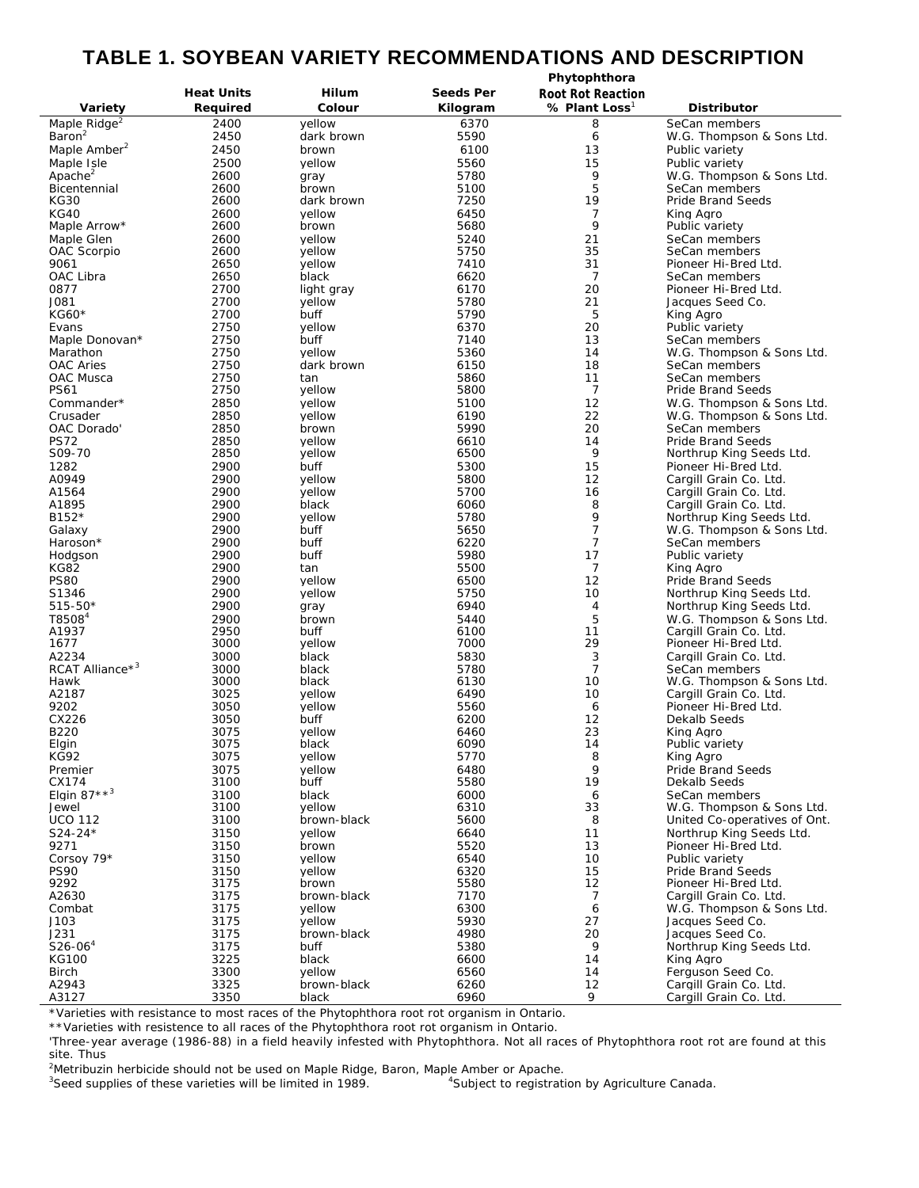# TABLE 1. SOYBEAN VARIETY RECOMMENDATIONS AND DESCRIPTION

| Variety | Heat Units Required | Hilum Colour | Seeds Per Kilogram | Phytophthora Root Rot Reaction % Plant Loss[1] | Distributor |
|---|---|---|---|---|---|
| Maple Ridge[2] | 2400 | yellow | 6370 | 8 | SeCan members |
| Baron[2] | 2450 | dark brown | 5590 | 6 | W.G. Thompson & Sons Ltd. |
| Maple Amber[2] | 2450 | brown | 6100 | 13 | Public variety |
| Maple Isle | 2500 | yellow | 5560 | 15 | Public variety |
| Apache[2] | 2600 | gray | 5780 | 9 | W.G. Thompson & Sons Ltd. |
| Bicentennial | 2600 | brown | 5100 | 5 | SeCan members |
| KG30 | 2600 | dark brown | 7250 | 19 | Pride Brand Seeds |
| KG40 | 2600 | yellow | 6450 | 7 | King Agro |
| Maple Arrow* | 2600 | brown | 5680 | 9 | Public variety |
| Maple Glen | 2600 | yellow | 5240 | 21 | SeCan members |
| OAC Scorpio | 2600 | yellow | 5750 | 35 | SeCan members |
| 9061 | 2650 | yellow | 7410 | 31 | Pioneer Hi-Bred Ltd. |
| OAC Libra | 2650 | black | 6620 | 7 | SeCan members |
| 0877 | 2700 | light gray | 6170 | 20 | Pioneer Hi-Bred Ltd. |
| J081 | 2700 | yellow | 5780 | 21 | Jacques Seed Co. |
| KG60* | 2700 | buff | 5790 | 5 | King Agro |
| Evans | 2750 | yellow | 6370 | 20 | Public variety |
| Maple Donovan* | 2750 | buff | 7140 | 13 | SeCan members |
| Marathon | 2750 | yellow | 5360 | 14 | W.G. Thompson & Sons Ltd. |
| OAC Aries | 2750 | dark brown | 6150 | 18 | SeCan members |
| OAC Musca | 2750 | tan | 5860 | 11 | SeCan members |
| PS61 | 2750 | yellow | 5800 | 7 | Pride Brand Seeds |
| Commander* | 2850 | yellow | 5100 | 12 | W.G. Thompson & Sons Ltd. |
| Crusader | 2850 | yellow | 6190 | 22 | W.G. Thompson & Sons Ltd. |
| OAC Dorado' | 2850 | brown | 5990 | 20 | SeCan members |
| PS72 | 2850 | yellow | 6610 | 14 | Pride Brand Seeds |
| S09-70 | 2850 | yellow | 6500 | 9 | Northrup King Seeds Ltd. |
| 1282 | 2900 | buff | 5300 | 15 | Pioneer Hi-Bred Ltd. |
| A0949 | 2900 | yellow | 5800 | 12 | Cargill Grain Co. Ltd. |
| A1564 | 2900 | yellow | 5700 | 16 | Cargill Grain Co. Ltd. |
| A1895 | 2900 | black | 6060 | 8 | Cargill Grain Co. Ltd. |
| B152* | 2900 | yellow | 5780 | 9 | Northrup King Seeds Ltd. |
| Galaxy | 2900 | buff | 5650 | 7 | W.G. Thompson & Sons Ltd. |
| Haroson* | 2900 | buff | 6220 | 7 | SeCan members |
| Hodgson | 2900 | buff | 5980 | 17 | Public variety |
| KG82 | 2900 | tan | 5500 | 7 | King Agro |
| PS80 | 2900 | yellow | 6500 | 12 | Pride Brand Seeds |
| S1346 | 2900 | yellow | 5750 | 10 | Northrup King Seeds Ltd. |
| 515-50* | 2900 | gray | 6940 | 4 | Northrup King Seeds Ltd. |
| T8508[4] | 2900 | brown | 5440 | 5 | W.G. Thompson & Sons Ltd. |
| A1937 | 2950 | buff | 6100 | 11 | Cargill Grain Co. Ltd. |
| 1677 | 3000 | yellow | 7000 | 29 | Pioneer Hi-Bred Ltd. |
| A2234 | 3000 | black | 5830 | 3 | Cargill Grain Co. Ltd. |
| RCAT Alliance*[3] | 3000 | black | 5780 | 7 | SeCan members |
| Hawk | 3000 | black | 6130 | 10 | W.G. Thompson & Sons Ltd. |
| A2187 | 3025 | yellow | 6490 | 10 | Cargill Grain Co. Ltd. |
| 9202 | 3050 | yellow | 5560 | 6 | Pioneer Hi-Bred Ltd. |
| CX226 | 3050 | buff | 6200 | 12 | Dekalb Seeds |
| B220 | 3075 | yellow | 6460 | 23 | King Agro |
| Elgin | 3075 | black | 6090 | 14 | Public variety |
| KG92 | 3075 | yellow | 5770 | 8 | King Agro |
| Premier | 3075 | yellow | 6480 | 9 | Pride Brand Seeds |
| CX174 | 3100 | buff | 5580 | 19 | Dekalb Seeds |
| Elgin 87**[3] | 3100 | black | 6000 | 6 | SeCan members |
| Jewel | 3100 | yellow | 6310 | 33 | W.G. Thompson & Sons Ltd. |
| UCO 112 | 3100 | brown-black | 5600 | 8 | United Co-operatives of Ont. |
| S24-24* | 3150 | yellow | 6640 | 11 | Northrup King Seeds Ltd. |
| 9271 | 3150 | brown | 5520 | 13 | Pioneer Hi-Bred Ltd. |
| Corsoy 79* | 3150 | yellow | 6540 | 10 | Public variety |
| PS90 | 3150 | yellow | 6320 | 15 | Pride Brand Seeds |
| 9292 | 3175 | brown | 5580 | 12 | Pioneer Hi-Bred Ltd. |
| A2630 | 3175 | brown-black | 7170 | 7 | Cargill Grain Co. Ltd. |
| Combat | 3175 | yellow | 6300 | 6 | W.G. Thompson & Sons Ltd. |
| J103 | 3175 | yellow | 5930 | 27 | Jacques Seed Co. |
| J231 | 3175 | brown-black | 4980 | 20 | Jacques Seed Co. |
| S26-06[4] | 3175 | buff | 5380 | 9 | Northrup King Seeds Ltd. |
| KG100 | 3225 | black | 6600 | 14 | King Agro |
| Birch | 3300 | yellow | 6560 | 14 | Ferguson Seed Co. |
| A2943 | 3325 | brown-black | 6260 | 12 | Cargill Grain Co. Ltd. |
| A3127 | 3350 | black | 6960 | 9 | Cargill Grain Co. Ltd. |

*Varieties with resistance to most races of the Phytophthora root rot organism in Ontario.

**Varieties with resistence to all races of the Phytophthora root rot organism in Ontario.

'Three-year average (1986-88) in a field heavily infested with Phytophthora. Not all races of Phytophthora root rot are found at this site. Thus

[2]Metribuzin herbicide should not be used on Maple Ridge, Baron, Maple Amber or Apache.

[3]Seed supplies of these varieties will be limited in 1989.

[4]Subject to registration by Agriculture Canada.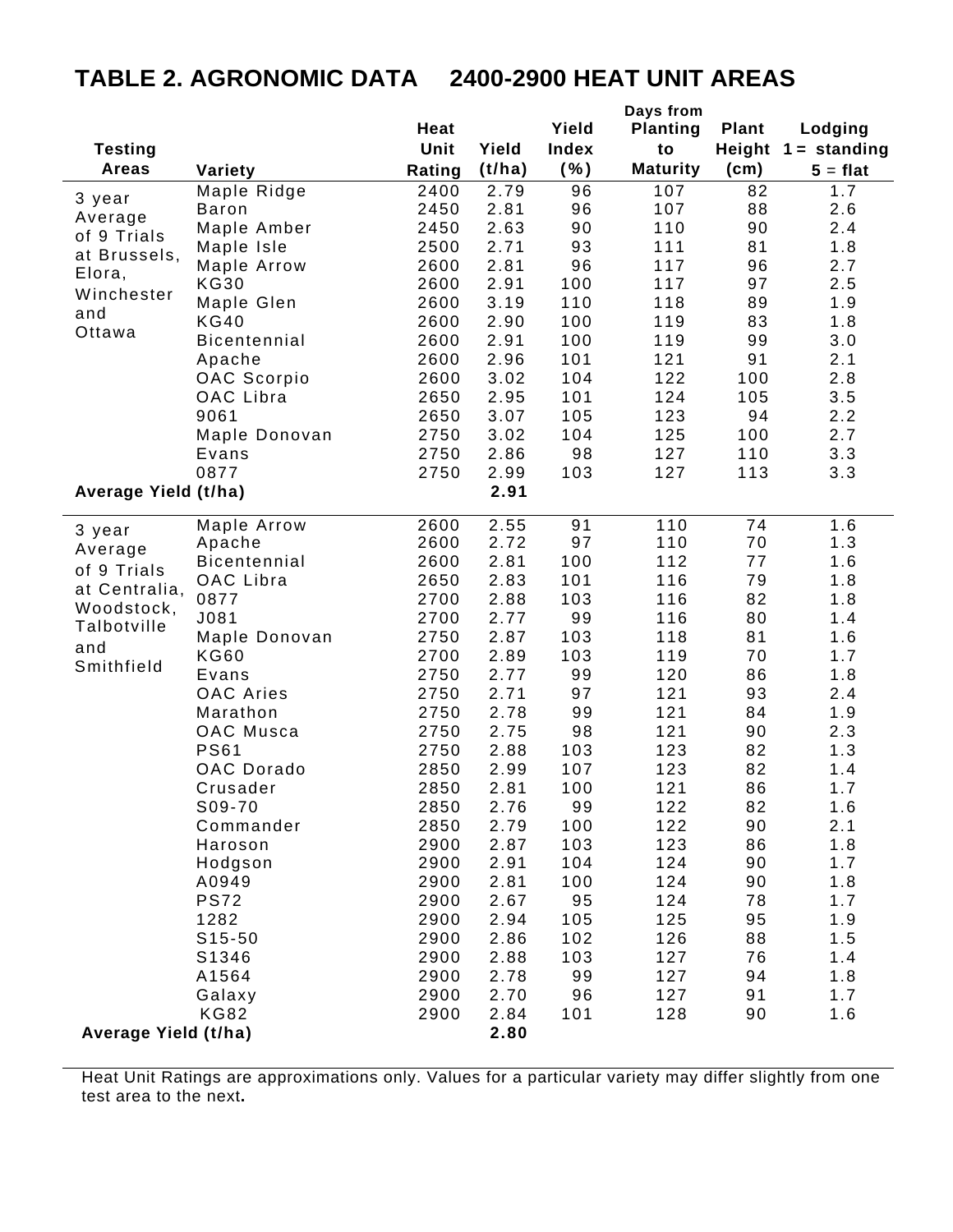# TABLE 2. AGRONOMIC DATA 2400-2900 HEAT UNIT AREAS

| Testing Areas | Variety | Heat Unit Rating | Yield (t/ha) | Yield Index (%) | Days from Planting to Maturity | Plant Height (cm) | Lodging 1 = standing 5 = flat |
|---|---|---|---|---|---|---|---|
| 3 year Average of 9 Trials at Brussels, Elora, Winchester and Ottawa | Maple Ridge | 2400 | 2.79 | 96 | 107 | 82 | 1.7 |
| | Baron | 2450 | 2.81 | 96 | 107 | 88 | 2.6 |
| | Maple Amber | 2450 | 2.63 | 90 | 110 | 90 | 2.4 |
| | Maple Isle | 2500 | 2.71 | 93 | 111 | 81 | 1.8 |
| | Maple Arrow | 2600 | 2.81 | 96 | 117 | 96 | 2.7 |
| | KG30 | 2600 | 2.91 | 100 | 117 | 97 | 2.5 |
| | Maple Glen | 2600 | 3.19 | 110 | 118 | 89 | 1.9 |
| | KG40 | 2600 | 2.90 | 100 | 119 | 83 | 1.8 |
| | Bicentennial | 2600 | 2.91 | 100 | 119 | 99 | 3.0 |
| | Apache | 2600 | 2.96 | 101 | 121 | 91 | 2.1 |
| | OAC Scorpio | 2600 | 3.02 | 104 | 122 | 100 | 2.8 |
| | OAC Libra | 2650 | 2.95 | 101 | 124 | 105 | 3.5 |
| | 9061 | 2650 | 3.07 | 105 | 123 | 94 | 2.2 |
| | Maple Donovan | 2750 | 3.02 | 104 | 125 | 100 | 2.7 |
| | Evans | 2750 | 2.86 | 98 | 127 | 110 | 3.3 |
| | 0877 | 2750 | 2.99 | 103 | 127 | 113 | 3.3 |
| **Average Yield (t/ha)** | | | **2.91** | | | | |
| 3 year Average of 9 Trials at Centralia, Woodstock, Talbotville and Smithfield | Maple Arrow | 2600 | 2.55 | 91 | 110 | 74 | 1.6 |
| | Apache | 2600 | 2.72 | 97 | 110 | 70 | 1.3 |
| | Bicentennial | 2600 | 2.81 | 100 | 112 | 77 | 1.6 |
| | OAC Libra | 2650 | 2.83 | 101 | 116 | 79 | 1.8 |
| | 0877 | 2700 | 2.88 | 103 | 116 | 82 | 1.8 |
| | J081 | 2700 | 2.77 | 99 | 116 | 80 | 1.4 |
| | Maple Donovan | 2750 | 2.87 | 103 | 118 | 81 | 1.6 |
| | KG60 | 2700 | 2.89 | 103 | 119 | 70 | 1.7 |
| | Evans | 2750 | 2.77 | 99 | 120 | 86 | 1.8 |
| | OAC Aries | 2750 | 2.71 | 97 | 121 | 93 | 2.4 |
| | Marathon | 2750 | 2.78 | 99 | 121 | 84 | 1.9 |
| | OAC Musca | 2750 | 2.75 | 98 | 121 | 90 | 2.3 |
| | PS61 | 2750 | 2.88 | 103 | 123 | 82 | 1.3 |
| | OAC Dorado | 2850 | 2.99 | 107 | 123 | 82 | 1.4 |
| | Crusader | 2850 | 2.81 | 100 | 121 | 86 | 1.7 |
| | S09-70 | 2850 | 2.76 | 99 | 122 | 82 | 1.6 |
| | Commander | 2850 | 2.79 | 100 | 122 | 90 | 2.1 |
| | Haroson | 2900 | 2.87 | 103 | 123 | 86 | 1.8 |
| | Hodgson | 2900 | 2.91 | 104 | 124 | 90 | 1.7 |
| | A0949 | 2900 | 2.81 | 100 | 124 | 90 | 1.8 |
| | PS72 | 2900 | 2.67 | 95 | 124 | 78 | 1.7 |
| | 1282 | 2900 | 2.94 | 105 | 125 | 95 | 1.9 |
| | S15-50 | 2900 | 2.86 | 102 | 126 | 88 | 1.5 |
| | S1346 | 2900 | 2.88 | 103 | 127 | 76 | 1.4 |
| | A1564 | 2900 | 2.78 | 99 | 127 | 94 | 1.8 |
| | Galaxy | 2900 | 2.70 | 96 | 127 | 91 | 1.7 |
| | KG82 | 2900 | 2.84 | 101 | 128 | 90 | 1.6 |
| **Average Yield (t/ha)** | | | **2.80** | | | | |

Heat Unit Ratings are approximations only. Values for a particular variety may differ slightly from one test area to the next.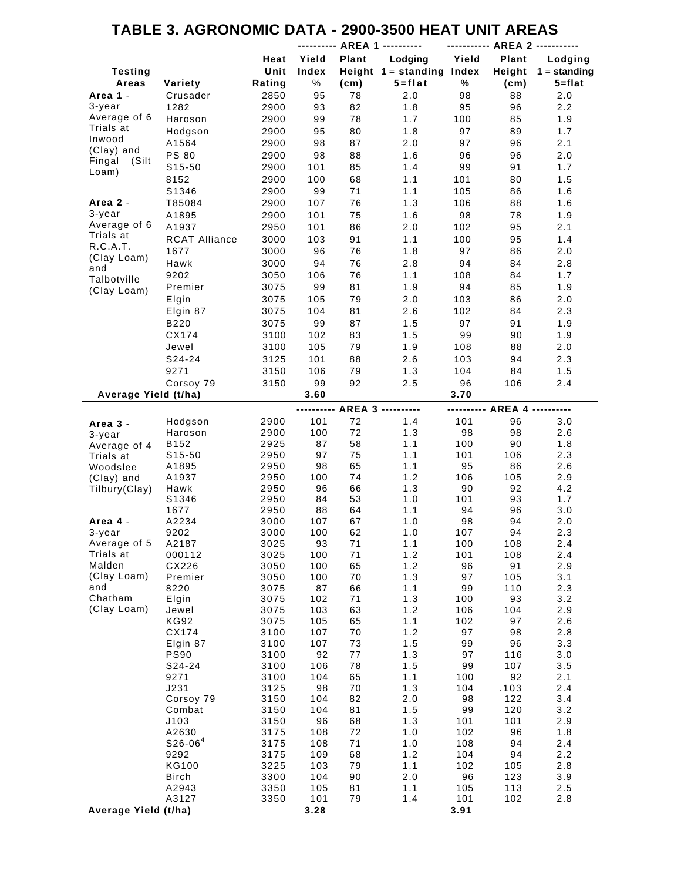# TABLE 3. AGRONOMIC DATA - 2900-3500 HEAT UNIT AREAS

| Testing Areas | Variety | Heat Unit Rating | AREA 1 Yield Index % | AREA 1 Plant Height (cm) | AREA 1 Lodging 1 = standing 5=flat | AREA 2 Yield Index % | AREA 2 Plant Height (cm) | AREA 2 Lodging 1 = standing 5=flat |
|---|---|---|---|---|---|---|---|---|
| **Area 1** - 3-year Average of 6 Trials at Inwood (Clay) and Fingal (Silt Loam) | Crusader | 2850 | 95 | 78 | 2.0 | 98 | 88 | 2.0 |
| | 1282 | 2900 | 93 | 82 | 1.8 | 95 | 96 | 2.2 |
| | Haroson | 2900 | 99 | 78 | 1.7 | 100 | 85 | 1.9 |
| | Hodgson | 2900 | 95 | 80 | 1.8 | 97 | 89 | 1.7 |
| | A1564 | 2900 | 98 | 87 | 2.0 | 97 | 96 | 2.1 |
| | PS 80 | 2900 | 98 | 88 | 1.6 | 96 | 96 | 2.0 |
| | S15-50 | 2900 | 101 | 85 | 1.4 | 99 | 91 | 1.7 |
| | 8152 | 2900 | 100 | 68 | 1.1 | 101 | 80 | 1.5 |
| | S1346 | 2900 | 99 | 71 | 1.1 | 105 | 86 | 1.6 |
| **Area 2** - 3-year Average of 6 Trials at R.C.A.T. (Clay Loam) and Talbotville (Clay Loam) | T85084 | 2900 | 107 | 76 | 1.3 | 106 | 88 | 1.6 |
| | A1895 | 2900 | 101 | 75 | 1.6 | 98 | 78 | 1.9 |
| | A1937 | 2950 | 101 | 86 | 2.0 | 102 | 95 | 2.1 |
| | RCAT Alliance | 3000 | 103 | 91 | 1.1 | 100 | 95 | 1.4 |
| | 1677 | 3000 | 96 | 76 | 1.8 | 97 | 86 | 2.0 |
| | Hawk | 3000 | 94 | 76 | 2.8 | 94 | 84 | 2.8 |
| | 9202 | 3050 | 106 | 76 | 1.1 | 108 | 84 | 1.7 |
| | Premier | 3075 | 99 | 81 | 1.9 | 94 | 85 | 1.9 |
| | Elgin | 3075 | 105 | 79 | 2.0 | 103 | 86 | 2.0 |
| | Elgin 87 | 3075 | 104 | 81 | 2.6 | 102 | 84 | 2.3 |
| | B220 | 3075 | 99 | 87 | 1.5 | 97 | 91 | 1.9 |
| | CX174 | 3100 | 102 | 83 | 1.5 | 99 | 90 | 1.9 |
| | Jewel | 3100 | 105 | 79 | 1.9 | 108 | 88 | 2.0 |
| | S24-24 | 3125 | 101 | 88 | 2.6 | 103 | 94 | 2.3 |
| | 9271 | 3150 | 106 | 79 | 1.3 | 104 | 84 | 1.5 |
| | Corsoy 79 | 3150 | 99 | 92 | 2.5 | 96 | 106 | 2.4 |
| **Average Yield (t/ha)** | | | **3.60** | | | **3.70** | | |

| Testing Areas | Variety | Heat Unit Rating | AREA 3 Yield Index % | AREA 3 Plant Height (cm) | AREA 3 Lodging 1 = standing 5=flat | AREA 4 Yield Index % | AREA 4 Plant Height (cm) | AREA 4 Lodging 1 = standing 5=flat |
|---|---|---|---|---|---|---|---|---|
| **Area 3** - 3-year Average of 4 Trials at Woodslee (Clay) and Tilbury(Clay) | Hodgson | 2900 | 101 | 72 | 1.4 | 101 | 96 | 3.0 |
| | Haroson | 2900 | 100 | 72 | 1.3 | 98 | 98 | 2.6 |
| | B152 | 2925 | 87 | 58 | 1.1 | 100 | 90 | 1.8 |
| | S15-50 | 2950 | 97 | 75 | 1.1 | 101 | 106 | 2.3 |
| | A1895 | 2950 | 98 | 65 | 1.1 | 95 | 86 | 2.6 |
| | A1937 | 2950 | 100 | 74 | 1.2 | 106 | 105 | 2.9 |
| | Hawk | 2950 | 96 | 66 | 1.3 | 90 | 92 | 4.2 |
| | S1346 | 2950 | 84 | 53 | 1.0 | 101 | 93 | 1.7 |
| | 1677 | 2950 | 88 | 64 | 1.1 | 94 | 96 | 3.0 |
| **Area 4** - 3-year Average of 5 Trials at Malden (Clay Loam) and Chatham (Clay Loam) | A2234 | 3000 | 107 | 67 | 1.0 | 98 | 94 | 2.0 |
| | 9202 | 3000 | 100 | 62 | 1.0 | 107 | 94 | 2.3 |
| | A2187 | 3025 | 93 | 71 | 1.1 | 100 | 108 | 2.4 |
| | 000112 | 3025 | 100 | 71 | 1.2 | 101 | 108 | 2.4 |
| | CX226 | 3050 | 100 | 65 | 1.2 | 96 | 91 | 2.9 |
| | Premier | 3050 | 100 | 70 | 1.3 | 97 | 105 | 3.1 |
| | 8220 | 3075 | 87 | 66 | 1.1 | 99 | 110 | 2.3 |
| | Elgin | 3075 | 102 | 71 | 1.3 | 100 | 93 | 3.2 |
| | Jewel | 3075 | 103 | 63 | 1.2 | 106 | 104 | 2.9 |
| | KG92 | 3075 | 105 | 65 | 1.1 | 102 | 97 | 2.6 |
| | CX174 | 3100 | 107 | 70 | 1.2 | 97 | 98 | 2.8 |
| | Elgin 87 | 3100 | 107 | 73 | 1.5 | 99 | 96 | 3.3 |
| | PS90 | 3100 | 92 | 77 | 1.3 | 97 | 116 | 3.0 |
| | S24-24 | 3100 | 106 | 78 | 1.5 | 99 | 107 | 3.5 |
| | 9271 | 3100 | 104 | 65 | 1.1 | 100 | 92 | 2.1 |
| | J231 | 3125 | 98 | 70 | 1.3 | 104 | .103 | 2.4 |
| | Corsoy 79 | 3150 | 104 | 82 | 2.0 | 98 | 122 | 3.4 |
| | Combat | 3150 | 104 | 81 | 1.5 | 99 | 120 | 3.2 |
| | J103 | 3150 | 96 | 68 | 1.3 | 101 | 101 | 2.9 |
| | A2630 | 3175 | 108 | 72 | 1.0 | 102 | 96 | 1.8 |
| | S26-06[4] | 3175 | 108 | 71 | 1.0 | 108 | 94 | 2.4 |
| | 9292 | 3175 | 109 | 68 | 1.2 | 104 | 94 | 2.2 |
| | KG100 | 3225 | 103 | 79 | 1.1 | 102 | 105 | 2.8 |
| | Birch | 3300 | 104 | 90 | 2.0 | 96 | 123 | 3.9 |
| | A2943 | 3350 | 105 | 81 | 1.1 | 105 | 113 | 2.5 |
| | A3127 | 3350 | 101 | 79 | 1.4 | 101 | 102 | 2.8 |
| **Average Yield (t/ha)** | | | **3.28** | | | **3.91** | | |